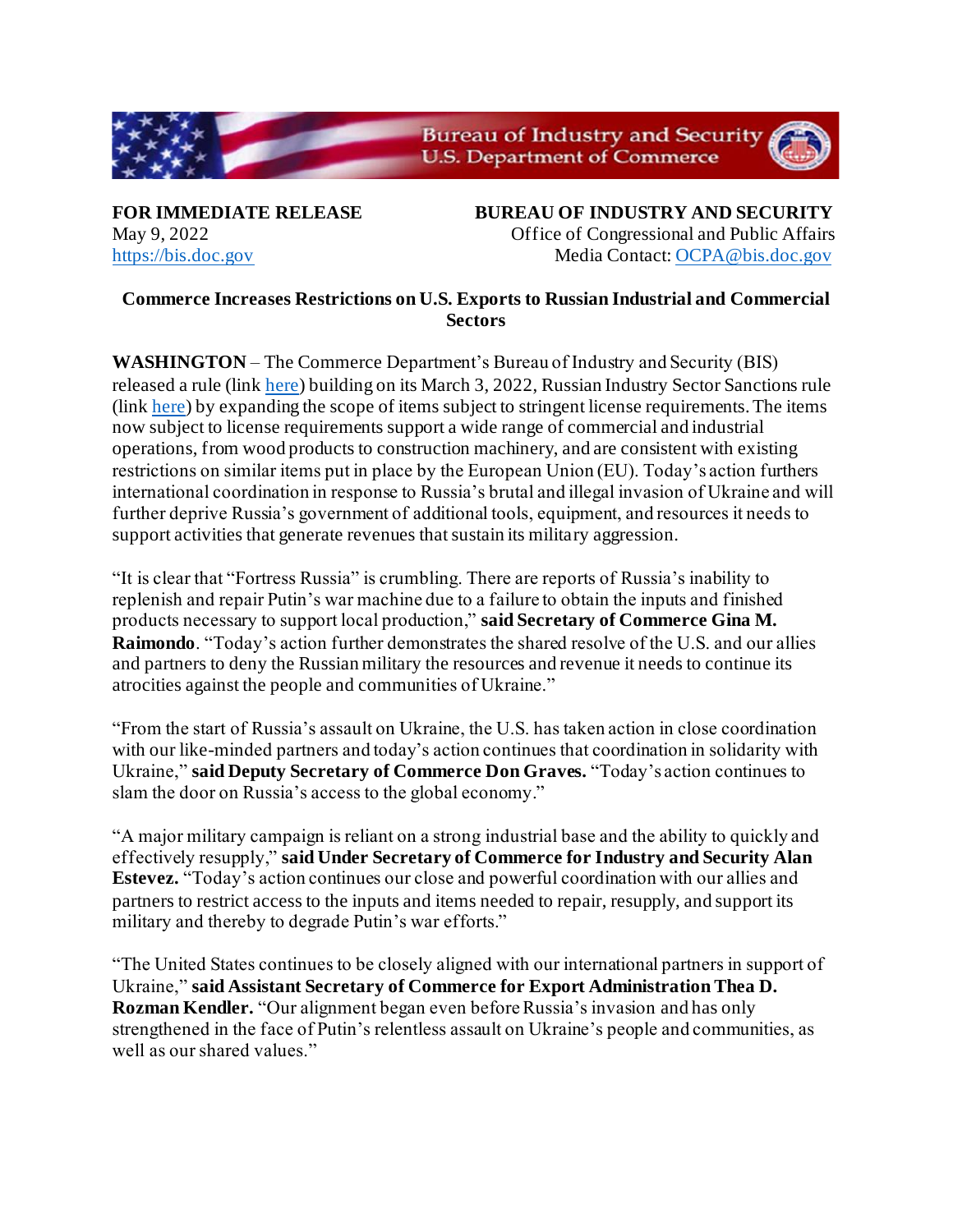**FOR IMMEDIATE RELEASE**
May 9, 2022
https://bis.doc.gov

**BUREAU OF INDUSTRY AND SECURITY**
Office of Congressional and Public Affairs
Media Contact: OCPA@bis.doc.gov

## Commerce Increases Restrictions on U.S. Exports to Russian Industrial and Commercial Sectors

**WASHINGTON** – The Commerce Department's Bureau of Industry and Security (BIS) released a rule (link here) building on its March 3, 2022, Russian Industry Sector Sanctions rule (link here) by expanding the scope of items subject to stringent license requirements. The items now subject to license requirements support a wide range of commercial and industrial operations, from wood products to construction machinery, and are consistent with existing restrictions on similar items put in place by the European Union (EU). Today's action furthers international coordination in response to Russia's brutal and illegal invasion of Ukraine and will further deprive Russia's government of additional tools, equipment, and resources it needs to support activities that generate revenues that sustain its military aggression.

"It is clear that "Fortress Russia" is crumbling. There are reports of Russia's inability to replenish and repair Putin's war machine due to a failure to obtain the inputs and finished products necessary to support local production," **said Secretary of Commerce Gina M. Raimondo**. "Today's action further demonstrates the shared resolve of the U.S. and our allies and partners to deny the Russian military the resources and revenue it needs to continue its atrocities against the people and communities of Ukraine."

"From the start of Russia's assault on Ukraine, the U.S. has taken action in close coordination with our like-minded partners and today's action continues that coordination in solidarity with Ukraine," **said Deputy Secretary of Commerce Don Graves.** "Today's action continues to slam the door on Russia's access to the global economy."

"A major military campaign is reliant on a strong industrial base and the ability to quickly and effectively resupply," **said Under Secretary of Commerce for Industry and Security Alan Estevez.** "Today's action continues our close and powerful coordination with our allies and partners to restrict access to the inputs and items needed to repair, resupply, and support its military and thereby to degrade Putin's war efforts."

"The United States continues to be closely aligned with our international partners in support of Ukraine," **said Assistant Secretary of Commerce for Export Administration Thea D. Rozman Kendler.** "Our alignment began even before Russia's invasion and has only strengthened in the face of Putin's relentless assault on Ukraine's people and communities, as well as our shared values."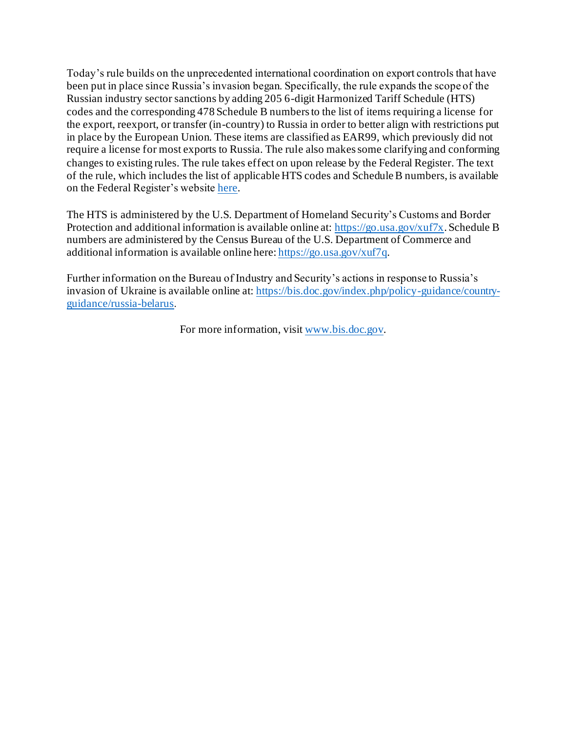Today's rule builds on the unprecedented international coordination on export controls that have been put in place since Russia's invasion began. Specifically, the rule expands the scope of the Russian industry sector sanctions by adding 205 6-digit Harmonized Tariff Schedule (HTS) codes and the corresponding 478 Schedule B numbers to the list of items requiring a license for the export, reexport, or transfer (in-country) to Russia in order to better align with restrictions put in place by the European Union. These items are classified as EAR99, which previously did not require a license for most exports to Russia. The rule also makes some clarifying and conforming changes to existing rules. The rule takes effect on upon release by the Federal Register. The text of the rule, which includes the list of applicable HTS codes and Schedule B numbers, is available on the Federal Register's website here.

The HTS is administered by the U.S. Department of Homeland Security's Customs and Border Protection and additional information is available online at: https://go.usa.gov/xuf7x. Schedule B numbers are administered by the Census Bureau of the U.S. Department of Commerce and additional information is available online here: https://go.usa.gov/xuf7q.

Further information on the Bureau of Industry and Security's actions in response to Russia's invasion of Ukraine is available online at: https://bis.doc.gov/index.php/policy-guidance/country-guidance/russia-belarus.

For more information, visit www.bis.doc.gov.